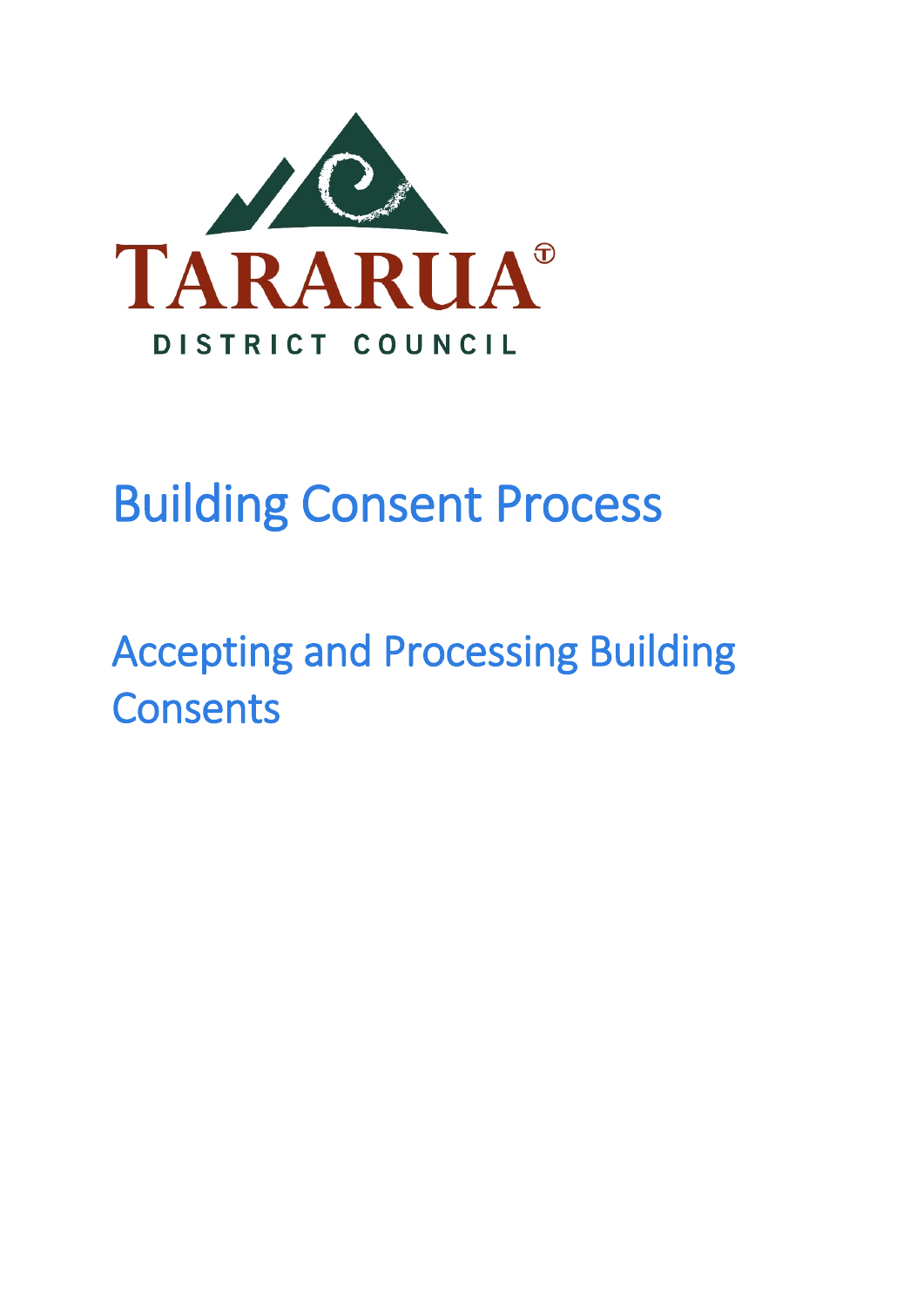TARARUA®

DISTRICT COUNCIL

# Building Consent Process

## Accepting and Processing Building Consents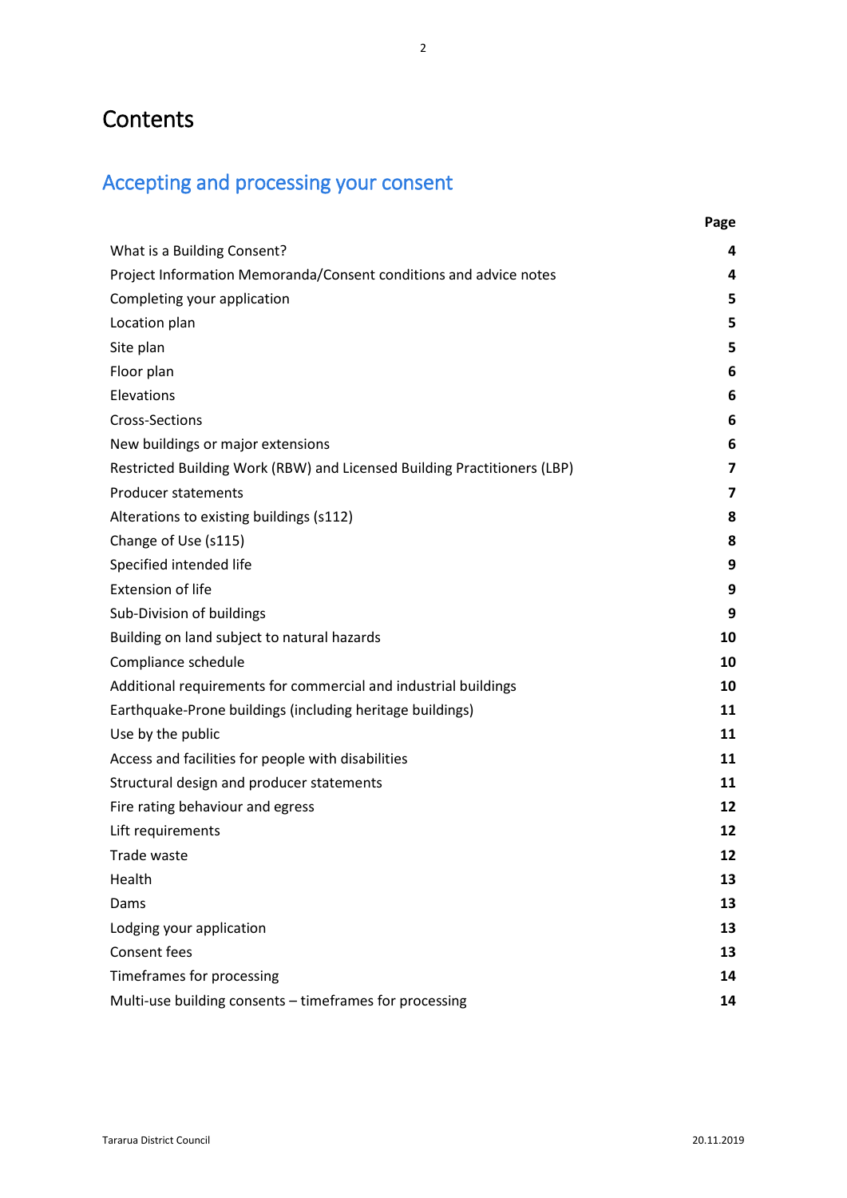# Contents

## Accepting and processing your consent

| | Page |
|---|---|
| What is a Building Consent? | **4** |
| Project Information Memoranda/Consent conditions and advice notes | **4** |
| Completing your application | **5** |
| Location plan | **5** |
| Site plan | **5** |
| Floor plan | **6** |
| Elevations | **6** |
| Cross-Sections | **6** |
| New buildings or major extensions | **6** |
| Restricted Building Work (RBW) and Licensed Building Practitioners (LBP) | **7** |
| Producer statements | **7** |
| Alterations to existing buildings (s112) | **8** |
| Change of Use (s115) | **8** |
| Specified intended life | **9** |
| Extension of life | **9** |
| Sub-Division of buildings | **9** |
| Building on land subject to natural hazards | **10** |
| Compliance schedule | **10** |
| Additional requirements for commercial and industrial buildings | **10** |
| Earthquake-Prone buildings (including heritage buildings) | **11** |
| Use by the public | **11** |
| Access and facilities for people with disabilities | **11** |
| Structural design and producer statements | **11** |
| Fire rating behaviour and egress | **12** |
| Lift requirements | **12** |
| Trade waste | **12** |
| Health | **13** |
| Dams | **13** |
| Lodging your application | **13** |
| Consent fees | **13** |
| Timeframes for processing | **14** |
| Multi-use building consents – timeframes for processing | **14** |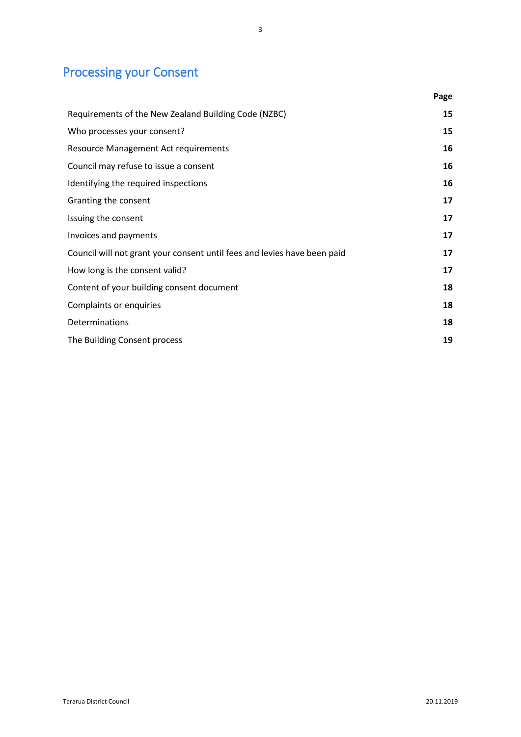## Processing your Consent

| | Page |
|---|---|
| Requirements of the New Zealand Building Code (NZBC) | **15** |
| Who processes your consent? | **15** |
| Resource Management Act requirements | **16** |
| Council may refuse to issue a consent | **16** |
| Identifying the required inspections | **16** |
| Granting the consent | **17** |
| Issuing the consent | **17** |
| Invoices and payments | **17** |
| Council will not grant your consent until fees and levies have been paid | **17** |
| How long is the consent valid? | **17** |
| Content of your building consent document | **18** |
| Complaints or enquiries | **18** |
| Determinations | **18** |
| The Building Consent process | **19** |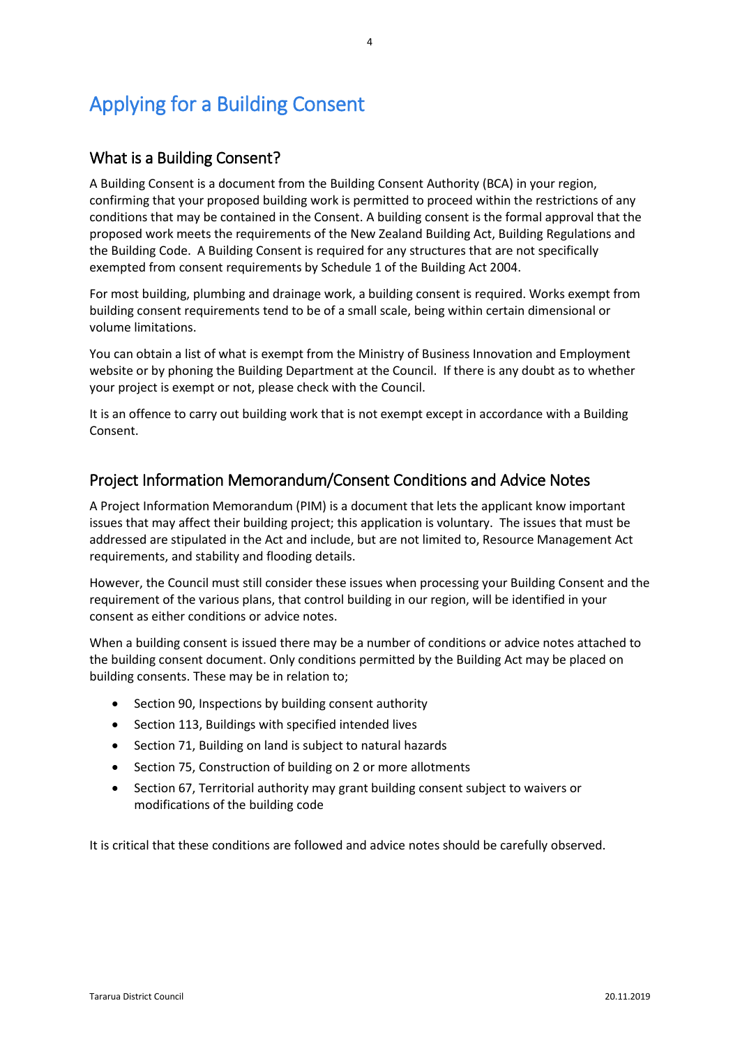# Applying for a Building Consent

## What is a Building Consent?

A Building Consent is a document from the Building Consent Authority (BCA) in your region, confirming that your proposed building work is permitted to proceed within the restrictions of any conditions that may be contained in the Consent. A building consent is the formal approval that the proposed work meets the requirements of the New Zealand Building Act, Building Regulations and the Building Code. A Building Consent is required for any structures that are not specifically exempted from consent requirements by Schedule 1 of the Building Act 2004.

For most building, plumbing and drainage work, a building consent is required. Works exempt from building consent requirements tend to be of a small scale, being within certain dimensional or volume limitations.

You can obtain a list of what is exempt from the Ministry of Business Innovation and Employment website or by phoning the Building Department at the Council. If there is any doubt as to whether your project is exempt or not, please check with the Council.

It is an offence to carry out building work that is not exempt except in accordance with a Building Consent.

## Project Information Memorandum/Consent Conditions and Advice Notes

A Project Information Memorandum (PIM) is a document that lets the applicant know important issues that may affect their building project; this application is voluntary. The issues that must be addressed are stipulated in the Act and include, but are not limited to, Resource Management Act requirements, and stability and flooding details.

However, the Council must still consider these issues when processing your Building Consent and the requirement of the various plans, that control building in our region, will be identified in your consent as either conditions or advice notes.

When a building consent is issued there may be a number of conditions or advice notes attached to the building consent document. Only conditions permitted by the Building Act may be placed on building consents. These may be in relation to;

- Section 90, Inspections by building consent authority
- Section 113, Buildings with specified intended lives
- Section 71, Building on land is subject to natural hazards
- Section 75, Construction of building on 2 or more allotments
- Section 67, Territorial authority may grant building consent subject to waivers or modifications of the building code

It is critical that these conditions are followed and advice notes should be carefully observed.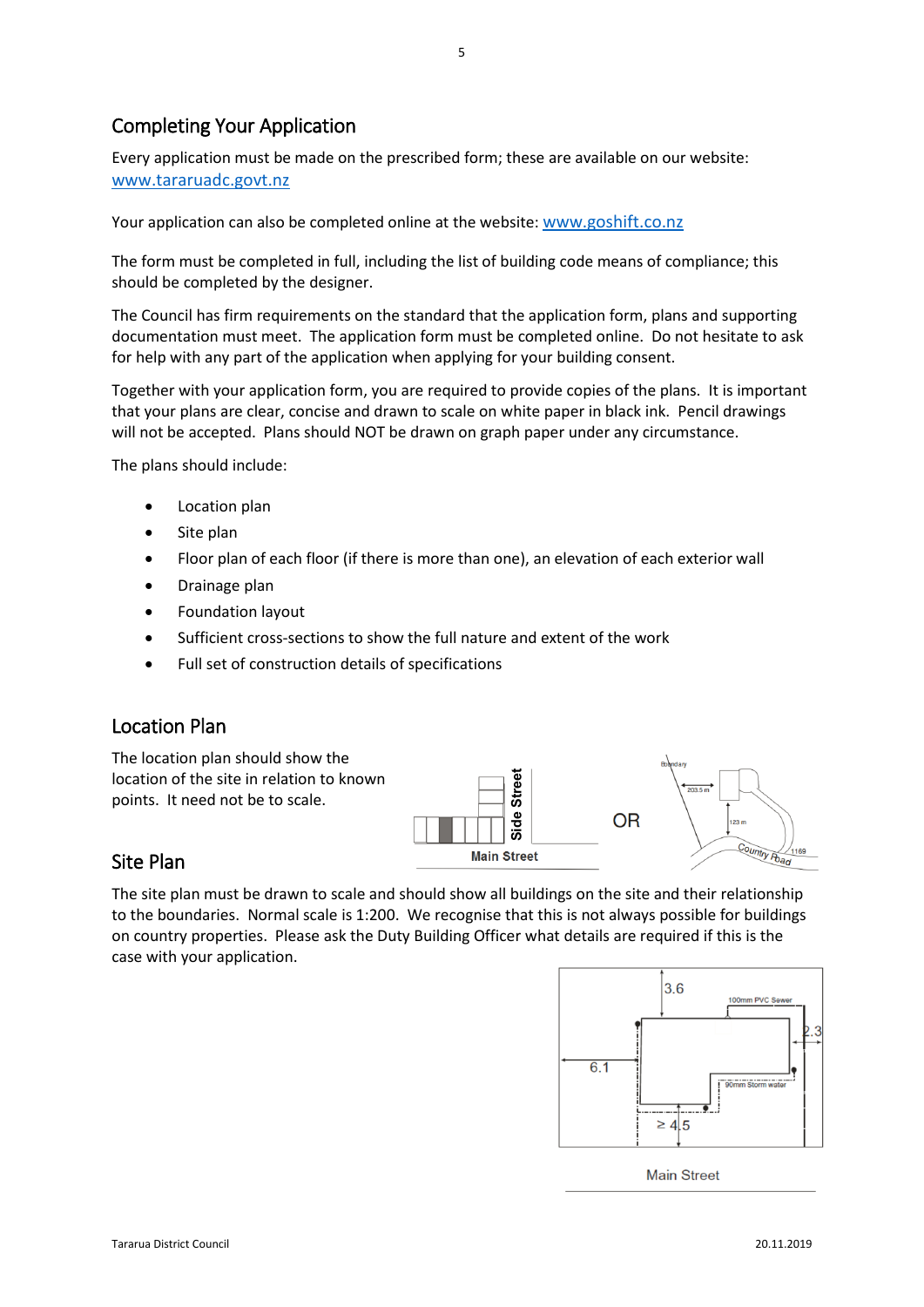## Completing Your Application

Every application must be made on the prescribed form; these are available on our website: www.tararuadc.govt.nz

Your application can also be completed online at the website: www.goshift.co.nz

The form must be completed in full, including the list of building code means of compliance; this should be completed by the designer.

The Council has firm requirements on the standard that the application form, plans and supporting documentation must meet. The application form must be completed online. Do not hesitate to ask for help with any part of the application when applying for your building consent.

Together with your application form, you are required to provide copies of the plans. It is important that your plans are clear, concise and drawn to scale on white paper in black ink. Pencil drawings will not be accepted. Plans should NOT be drawn on graph paper under any circumstance.

The plans should include:

- Location plan
- Site plan
- Floor plan of each floor (if there is more than one), an elevation of each exterior wall
- Drainage plan
- Foundation layout
- Sufficient cross-sections to show the full nature and extent of the work
- Full set of construction details of specifications

## Location Plan

The location plan should show the location of the site in relation to known points. It need not be to scale.

## Site Plan

The site plan must be drawn to scale and should show all buildings on the site and their relationship to the boundaries. Normal scale is 1:200. We recognise that this is not always possible for buildings on country properties. Please ask the Duty Building Officer what details are required if this is the case with your application.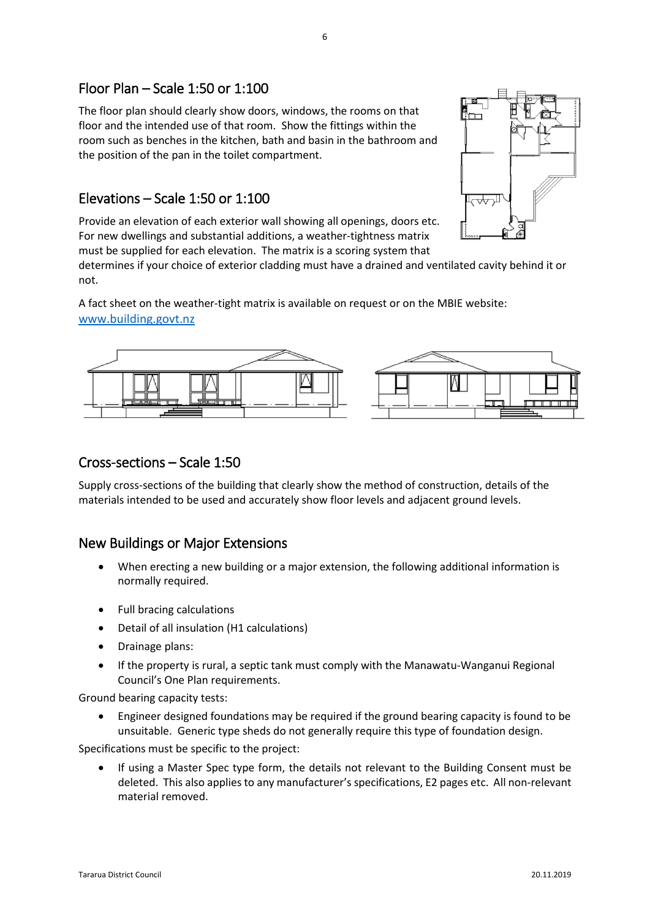## Floor Plan – Scale 1:50 or 1:100

The floor plan should clearly show doors, windows, the rooms on that floor and the intended use of that room. Show the fittings within the room such as benches in the kitchen, bath and basin in the bathroom and the position of the pan in the toilet compartment.

## Elevations – Scale 1:50 or 1:100

Provide an elevation of each exterior wall showing all openings, doors etc. For new dwellings and substantial additions, a weather-tightness matrix must be supplied for each elevation. The matrix is a scoring system that determines if your choice of exterior cladding must have a drained and ventilated cavity behind it or not.

A fact sheet on the weather-tight matrix is available on request or on the MBIE website: [www.building.govt.nz](http://www.building.govt.nz)

## Cross-sections – Scale 1:50

Supply cross-sections of the building that clearly show the method of construction, details of the materials intended to be used and accurately show floor levels and adjacent ground levels.

## New Buildings or Major Extensions

- When erecting a new building or a major extension, the following additional information is normally required.

- Full bracing calculations
- Detail of all insulation (H1 calculations)
- Drainage plans:
- If the property is rural, a septic tank must comply with the Manawatu-Wanganui Regional Council's One Plan requirements.

Ground bearing capacity tests:

- Engineer designed foundations may be required if the ground bearing capacity is found to be unsuitable. Generic type sheds do not generally require this type of foundation design.

Specifications must be specific to the project:

- If using a Master Spec type form, the details not relevant to the Building Consent must be deleted. This also applies to any manufacturer's specifications, E2 pages etc. All non-relevant material removed.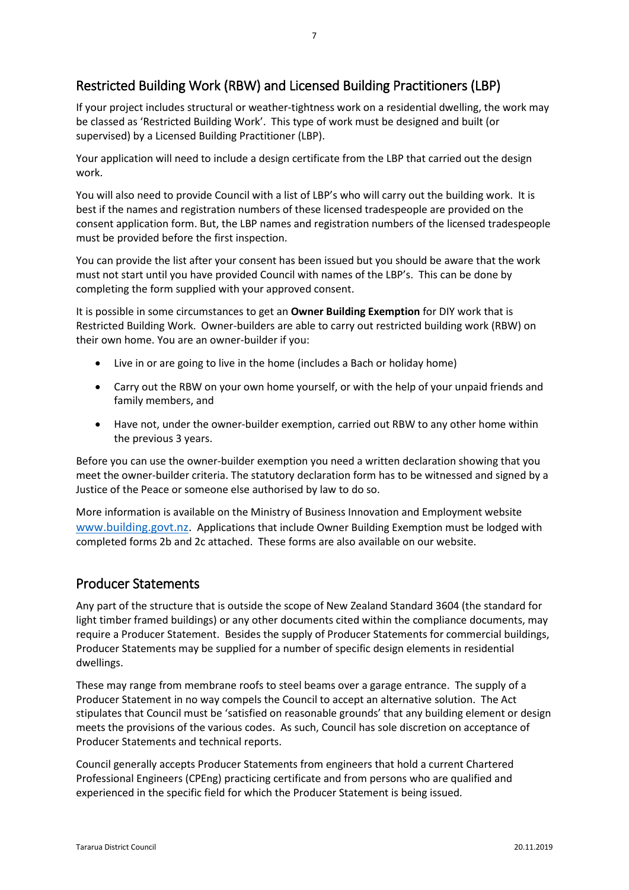## Restricted Building Work (RBW) and Licensed Building Practitioners (LBP)

If your project includes structural or weather-tightness work on a residential dwelling, the work may be classed as 'Restricted Building Work'. This type of work must be designed and built (or supervised) by a Licensed Building Practitioner (LBP).

Your application will need to include a design certificate from the LBP that carried out the design work.

You will also need to provide Council with a list of LBP's who will carry out the building work. It is best if the names and registration numbers of these licensed tradespeople are provided on the consent application form. But, the LBP names and registration numbers of the licensed tradespeople must be provided before the first inspection.

You can provide the list after your consent has been issued but you should be aware that the work must not start until you have provided Council with names of the LBP's. This can be done by completing the form supplied with your approved consent.

It is possible in some circumstances to get an **Owner Building Exemption** for DIY work that is Restricted Building Work. Owner-builders are able to carry out restricted building work (RBW) on their own home. You are an owner-builder if you:

- Live in or are going to live in the home (includes a Bach or holiday home)
- Carry out the RBW on your own home yourself, or with the help of your unpaid friends and family members, and
- Have not, under the owner-builder exemption, carried out RBW to any other home within the previous 3 years.

Before you can use the owner-builder exemption you need a written declaration showing that you meet the owner-builder criteria. The statutory declaration form has to be witnessed and signed by a Justice of the Peace or someone else authorised by law to do so.

More information is available on the Ministry of Business Innovation and Employment website [www.building.govt.nz](http://www.building.govt.nz). Applications that include Owner Building Exemption must be lodged with completed forms 2b and 2c attached. These forms are also available on our website.

## Producer Statements

Any part of the structure that is outside the scope of New Zealand Standard 3604 (the standard for light timber framed buildings) or any other documents cited within the compliance documents, may require a Producer Statement. Besides the supply of Producer Statements for commercial buildings, Producer Statements may be supplied for a number of specific design elements in residential dwellings.

These may range from membrane roofs to steel beams over a garage entrance. The supply of a Producer Statement in no way compels the Council to accept an alternative solution. The Act stipulates that Council must be 'satisfied on reasonable grounds' that any building element or design meets the provisions of the various codes. As such, Council has sole discretion on acceptance of Producer Statements and technical reports.

Council generally accepts Producer Statements from engineers that hold a current Chartered Professional Engineers (CPEng) practicing certificate and from persons who are qualified and experienced in the specific field for which the Producer Statement is being issued.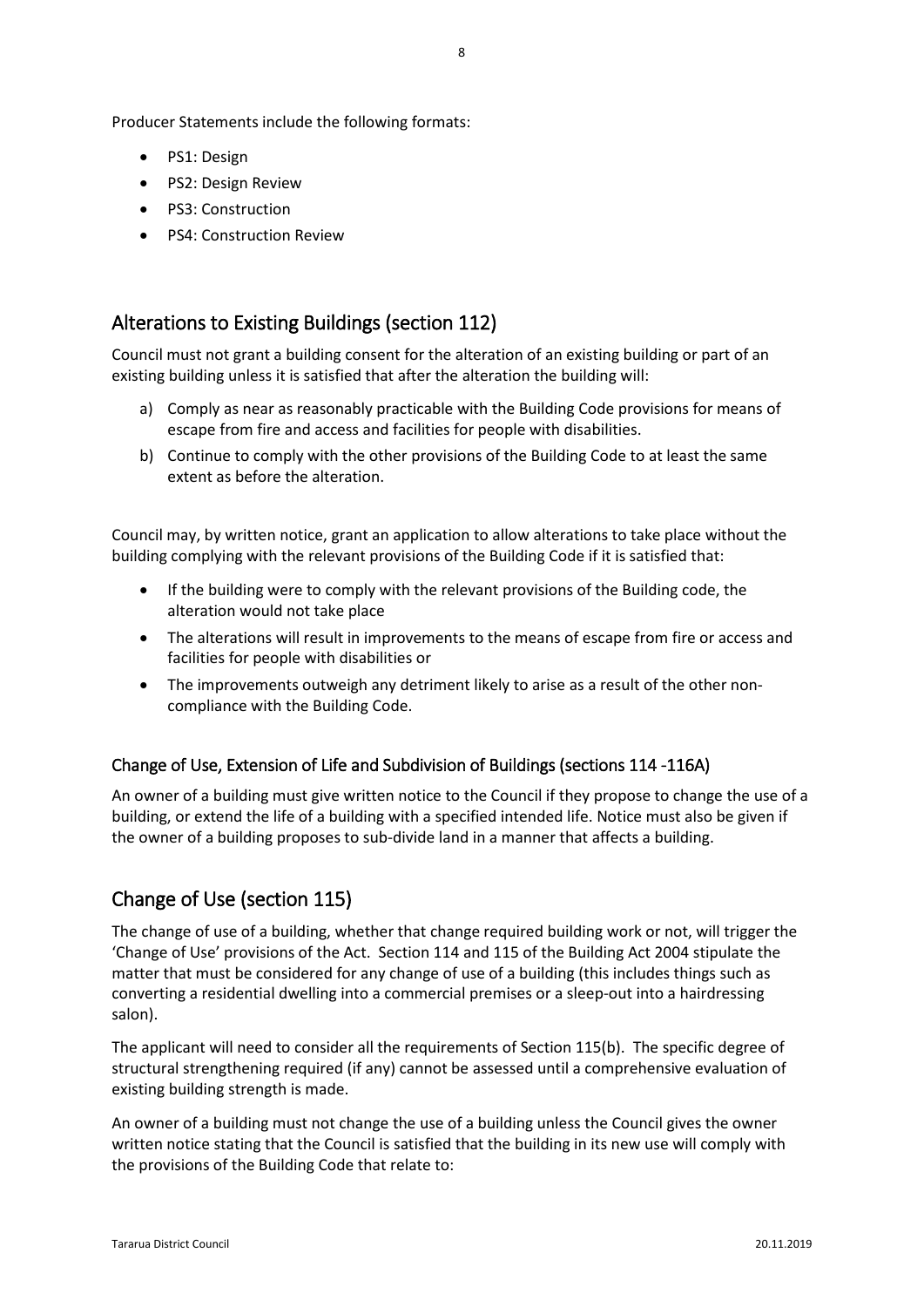Producer Statements include the following formats:

- PS1: Design
- PS2: Design Review
- PS3: Construction
- PS4: Construction Review

## Alterations to Existing Buildings (section 112)

Council must not grant a building consent for the alteration of an existing building or part of an existing building unless it is satisfied that after the alteration the building will:

a) Comply as near as reasonably practicable with the Building Code provisions for means of escape from fire and access and facilities for people with disabilities.
b) Continue to comply with the other provisions of the Building Code to at least the same extent as before the alteration.

Council may, by written notice, grant an application to allow alterations to take place without the building complying with the relevant provisions of the Building Code if it is satisfied that:

- If the building were to comply with the relevant provisions of the Building code, the alteration would not take place
- The alterations will result in improvements to the means of escape from fire or access and facilities for people with disabilities or
- The improvements outweigh any detriment likely to arise as a result of the other non-compliance with the Building Code.

### Change of Use, Extension of Life and Subdivision of Buildings (sections 114 -116A)

An owner of a building must give written notice to the Council if they propose to change the use of a building, or extend the life of a building with a specified intended life. Notice must also be given if the owner of a building proposes to sub-divide land in a manner that affects a building.

## Change of Use (section 115)

The change of use of a building, whether that change required building work or not, will trigger the 'Change of Use' provisions of the Act. Section 114 and 115 of the Building Act 2004 stipulate the matter that must be considered for any change of use of a building (this includes things such as converting a residential dwelling into a commercial premises or a sleep-out into a hairdressing salon).

The applicant will need to consider all the requirements of Section 115(b). The specific degree of structural strengthening required (if any) cannot be assessed until a comprehensive evaluation of existing building strength is made.

An owner of a building must not change the use of a building unless the Council gives the owner written notice stating that the Council is satisfied that the building in its new use will comply with the provisions of the Building Code that relate to: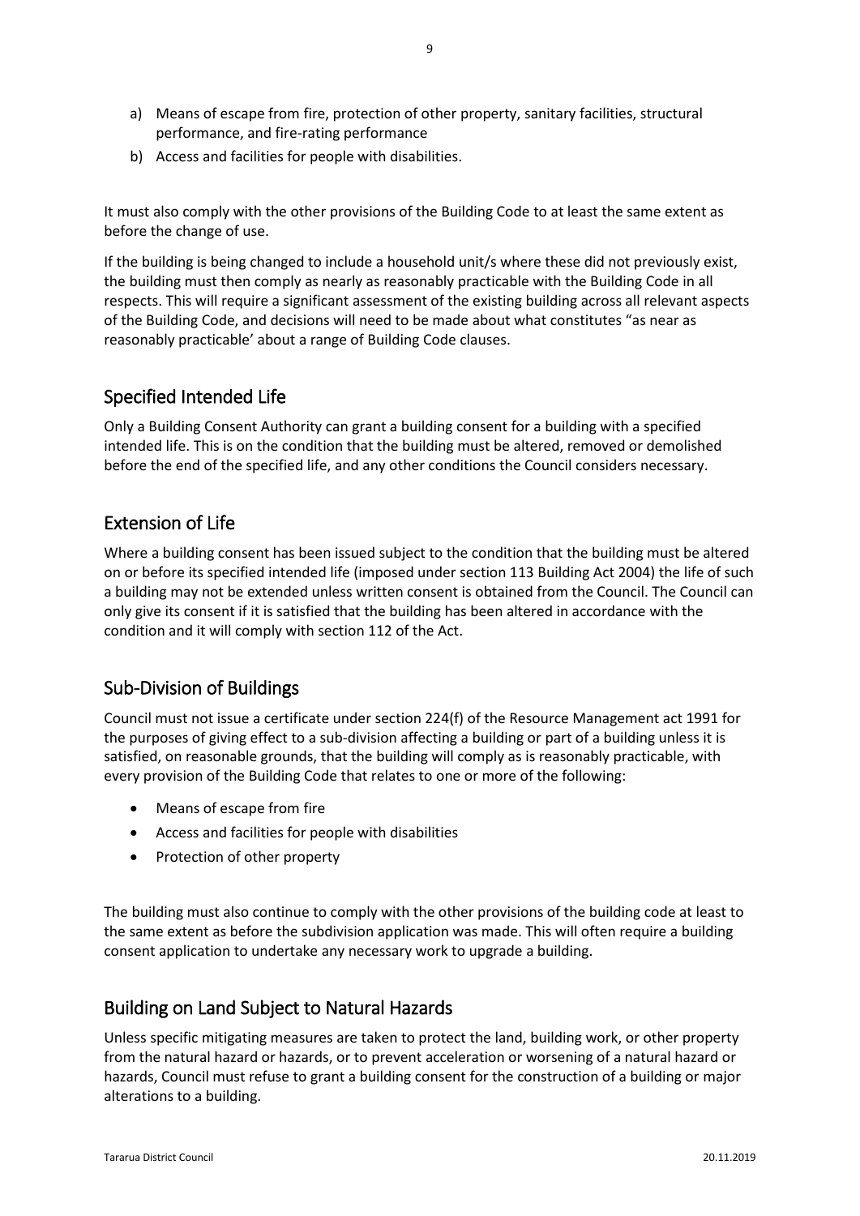a) Means of escape from fire, protection of other property, sanitary facilities, structural performance, and fire-rating performance
b) Access and facilities for people with disabilities.

It must also comply with the other provisions of the Building Code to at least the same extent as before the change of use.

If the building is being changed to include a household unit/s where these did not previously exist, the building must then comply as nearly as reasonably practicable with the Building Code in all respects. This will require a significant assessment of the existing building across all relevant aspects of the Building Code, and decisions will need to be made about what constitutes "as near as reasonably practicable' about a range of Building Code clauses.

## Specified Intended Life

Only a Building Consent Authority can grant a building consent for a building with a specified intended life. This is on the condition that the building must be altered, removed or demolished before the end of the specified life, and any other conditions the Council considers necessary.

## Extension of Life

Where a building consent has been issued subject to the condition that the building must be altered on or before its specified intended life (imposed under section 113 Building Act 2004) the life of such a building may not be extended unless written consent is obtained from the Council. The Council can only give its consent if it is satisfied that the building has been altered in accordance with the condition and it will comply with section 112 of the Act.

## Sub-Division of Buildings

Council must not issue a certificate under section 224(f) of the Resource Management act 1991 for the purposes of giving effect to a sub-division affecting a building or part of a building unless it is satisfied, on reasonable grounds, that the building will comply as is reasonably practicable, with every provision of the Building Code that relates to one or more of the following:

- Means of escape from fire
- Access and facilities for people with disabilities
- Protection of other property

The building must also continue to comply with the other provisions of the building code at least to the same extent as before the subdivision application was made. This will often require a building consent application to undertake any necessary work to upgrade a building.

## Building on Land Subject to Natural Hazards

Unless specific mitigating measures are taken to protect the land, building work, or other property from the natural hazard or hazards, or to prevent acceleration or worsening of a natural hazard or hazards, Council must refuse to grant a building consent for the construction of a building or major alterations to a building.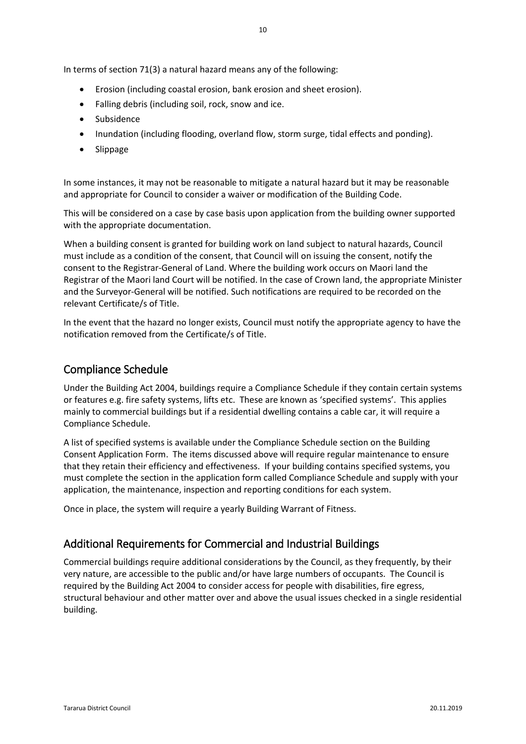In terms of section 71(3) a natural hazard means any of the following:

- Erosion (including coastal erosion, bank erosion and sheet erosion).
- Falling debris (including soil, rock, snow and ice.
- Subsidence
- Inundation (including flooding, overland flow, storm surge, tidal effects and ponding).
- Slippage

In some instances, it may not be reasonable to mitigate a natural hazard but it may be reasonable and appropriate for Council to consider a waiver or modification of the Building Code.

This will be considered on a case by case basis upon application from the building owner supported with the appropriate documentation.

When a building consent is granted for building work on land subject to natural hazards, Council must include as a condition of the consent, that Council will on issuing the consent, notify the consent to the Registrar-General of Land. Where the building work occurs on Maori land the Registrar of the Maori land Court will be notified. In the case of Crown land, the appropriate Minister and the Surveyor-General will be notified. Such notifications are required to be recorded on the relevant Certificate/s of Title.

In the event that the hazard no longer exists, Council must notify the appropriate agency to have the notification removed from the Certificate/s of Title.

## Compliance Schedule

Under the Building Act 2004, buildings require a Compliance Schedule if they contain certain systems or features e.g. fire safety systems, lifts etc. These are known as 'specified systems'. This applies mainly to commercial buildings but if a residential dwelling contains a cable car, it will require a Compliance Schedule.

A list of specified systems is available under the Compliance Schedule section on the Building Consent Application Form. The items discussed above will require regular maintenance to ensure that they retain their efficiency and effectiveness. If your building contains specified systems, you must complete the section in the application form called Compliance Schedule and supply with your application, the maintenance, inspection and reporting conditions for each system.

Once in place, the system will require a yearly Building Warrant of Fitness.

## Additional Requirements for Commercial and Industrial Buildings

Commercial buildings require additional considerations by the Council, as they frequently, by their very nature, are accessible to the public and/or have large numbers of occupants. The Council is required by the Building Act 2004 to consider access for people with disabilities, fire egress, structural behaviour and other matter over and above the usual issues checked in a single residential building.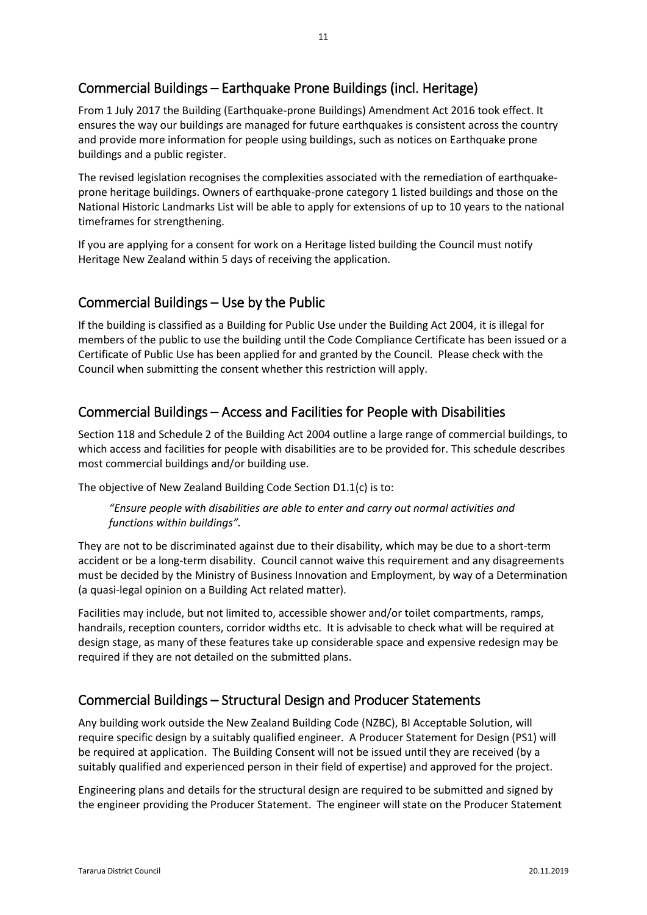## Commercial Buildings – Earthquake Prone Buildings (incl. Heritage)

From 1 July 2017 the Building (Earthquake-prone Buildings) Amendment Act 2016 took effect. It ensures the way our buildings are managed for future earthquakes is consistent across the country and provide more information for people using buildings, such as notices on Earthquake prone buildings and a public register.

The revised legislation recognises the complexities associated with the remediation of earthquake-prone heritage buildings. Owners of earthquake-prone category 1 listed buildings and those on the National Historic Landmarks List will be able to apply for extensions of up to 10 years to the national timeframes for strengthening.

If you are applying for a consent for work on a Heritage listed building the Council must notify Heritage New Zealand within 5 days of receiving the application.

## Commercial Buildings – Use by the Public

If the building is classified as a Building for Public Use under the Building Act 2004, it is illegal for members of the public to use the building until the Code Compliance Certificate has been issued or a Certificate of Public Use has been applied for and granted by the Council. Please check with the Council when submitting the consent whether this restriction will apply.

## Commercial Buildings – Access and Facilities for People with Disabilities

Section 118 and Schedule 2 of the Building Act 2004 outline a large range of commercial buildings, to which access and facilities for people with disabilities are to be provided for. This schedule describes most commercial buildings and/or building use.

The objective of New Zealand Building Code Section D1.1(c) is to:

> *"Ensure people with disabilities are able to enter and carry out normal activities and functions within buildings".*

They are not to be discriminated against due to their disability, which may be due to a short-term accident or be a long-term disability. Council cannot waive this requirement and any disagreements must be decided by the Ministry of Business Innovation and Employment, by way of a Determination (a quasi-legal opinion on a Building Act related matter).

Facilities may include, but not limited to, accessible shower and/or toilet compartments, ramps, handrails, reception counters, corridor widths etc. It is advisable to check what will be required at design stage, as many of these features take up considerable space and expensive redesign may be required if they are not detailed on the submitted plans.

## Commercial Buildings – Structural Design and Producer Statements

Any building work outside the New Zealand Building Code (NZBC), BI Acceptable Solution, will require specific design by a suitably qualified engineer. A Producer Statement for Design (PS1) will be required at application. The Building Consent will not be issued until they are received (by a suitably qualified and experienced person in their field of expertise) and approved for the project.

Engineering plans and details for the structural design are required to be submitted and signed by the engineer providing the Producer Statement. The engineer will state on the Producer Statement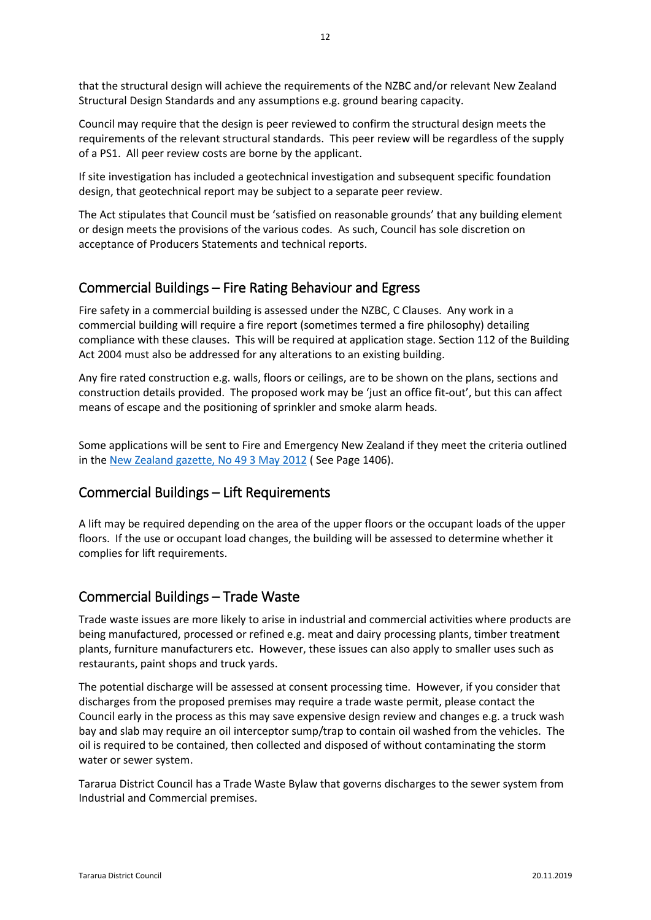that the structural design will achieve the requirements of the NZBC and/or relevant New Zealand Structural Design Standards and any assumptions e.g. ground bearing capacity.

Council may require that the design is peer reviewed to confirm the structural design meets the requirements of the relevant structural standards. This peer review will be regardless of the supply of a PS1. All peer review costs are borne by the applicant.

If site investigation has included a geotechnical investigation and subsequent specific foundation design, that geotechnical report may be subject to a separate peer review.

The Act stipulates that Council must be 'satisfied on reasonable grounds' that any building element or design meets the provisions of the various codes. As such, Council has sole discretion on acceptance of Producers Statements and technical reports.

## Commercial Buildings – Fire Rating Behaviour and Egress

Fire safety in a commercial building is assessed under the NZBC, C Clauses. Any work in a commercial building will require a fire report (sometimes termed a fire philosophy) detailing compliance with these clauses. This will be required at application stage. Section 112 of the Building Act 2004 must also be addressed for any alterations to an existing building.

Any fire rated construction e.g. walls, floors or ceilings, are to be shown on the plans, sections and construction details provided. The proposed work may be 'just an office fit-out', but this can affect means of escape and the positioning of sprinkler and smoke alarm heads.

Some applications will be sent to Fire and Emergency New Zealand if they meet the criteria outlined in the New Zealand gazette, No 49 3 May 2012 ( See Page 1406).

## Commercial Buildings – Lift Requirements

A lift may be required depending on the area of the upper floors or the occupant loads of the upper floors. If the use or occupant load changes, the building will be assessed to determine whether it complies for lift requirements.

## Commercial Buildings – Trade Waste

Trade waste issues are more likely to arise in industrial and commercial activities where products are being manufactured, processed or refined e.g. meat and dairy processing plants, timber treatment plants, furniture manufacturers etc. However, these issues can also apply to smaller uses such as restaurants, paint shops and truck yards.

The potential discharge will be assessed at consent processing time. However, if you consider that discharges from the proposed premises may require a trade waste permit, please contact the Council early in the process as this may save expensive design review and changes e.g. a truck wash bay and slab may require an oil interceptor sump/trap to contain oil washed from the vehicles. The oil is required to be contained, then collected and disposed of without contaminating the storm water or sewer system.

Tararua District Council has a Trade Waste Bylaw that governs discharges to the sewer system from Industrial and Commercial premises.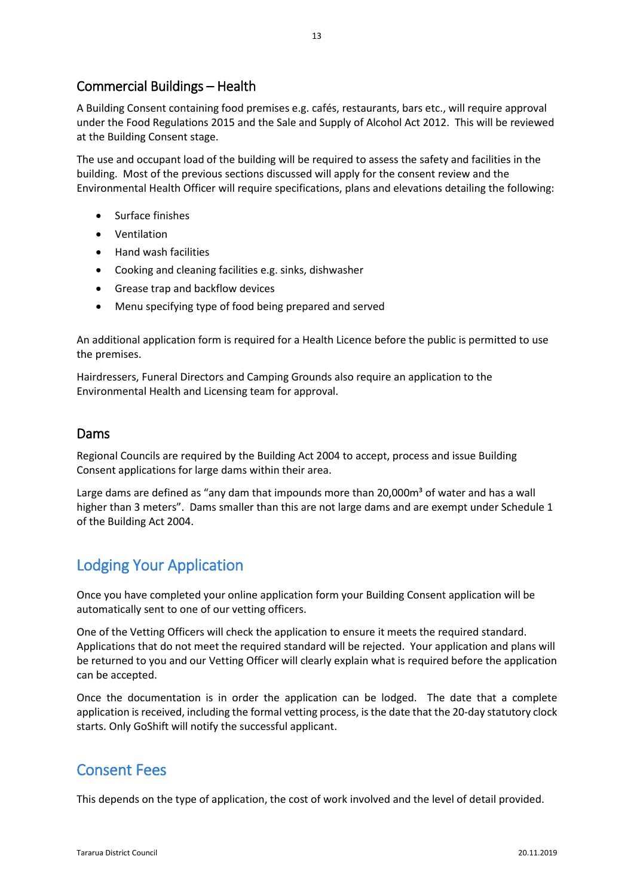## Commercial Buildings – Health

A Building Consent containing food premises e.g. cafés, restaurants, bars etc., will require approval under the Food Regulations 2015 and the Sale and Supply of Alcohol Act 2012. This will be reviewed at the Building Consent stage.

The use and occupant load of the building will be required to assess the safety and facilities in the building. Most of the previous sections discussed will apply for the consent review and the Environmental Health Officer will require specifications, plans and elevations detailing the following:

- Surface finishes
- Ventilation
- Hand wash facilities
- Cooking and cleaning facilities e.g. sinks, dishwasher
- Grease trap and backflow devices
- Menu specifying type of food being prepared and served

An additional application form is required for a Health Licence before the public is permitted to use the premises.

Hairdressers, Funeral Directors and Camping Grounds also require an application to the Environmental Health and Licensing team for approval.

## Dams

Regional Councils are required by the Building Act 2004 to accept, process and issue Building Consent applications for large dams within their area.

Large dams are defined as "any dam that impounds more than 20,000m$^3$ of water and has a wall higher than 3 meters". Dams smaller than this are not large dams and are exempt under Schedule 1 of the Building Act 2004.

# Lodging Your Application

Once you have completed your online application form your Building Consent application will be automatically sent to one of our vetting officers.

One of the Vetting Officers will check the application to ensure it meets the required standard. Applications that do not meet the required standard will be rejected. Your application and plans will be returned to you and our Vetting Officer will clearly explain what is required before the application can be accepted.

Once the documentation is in order the application can be lodged. The date that a complete application is received, including the formal vetting process, is the date that the 20-day statutory clock starts. Only GoShift will notify the successful applicant.

# Consent Fees

This depends on the type of application, the cost of work involved and the level of detail provided.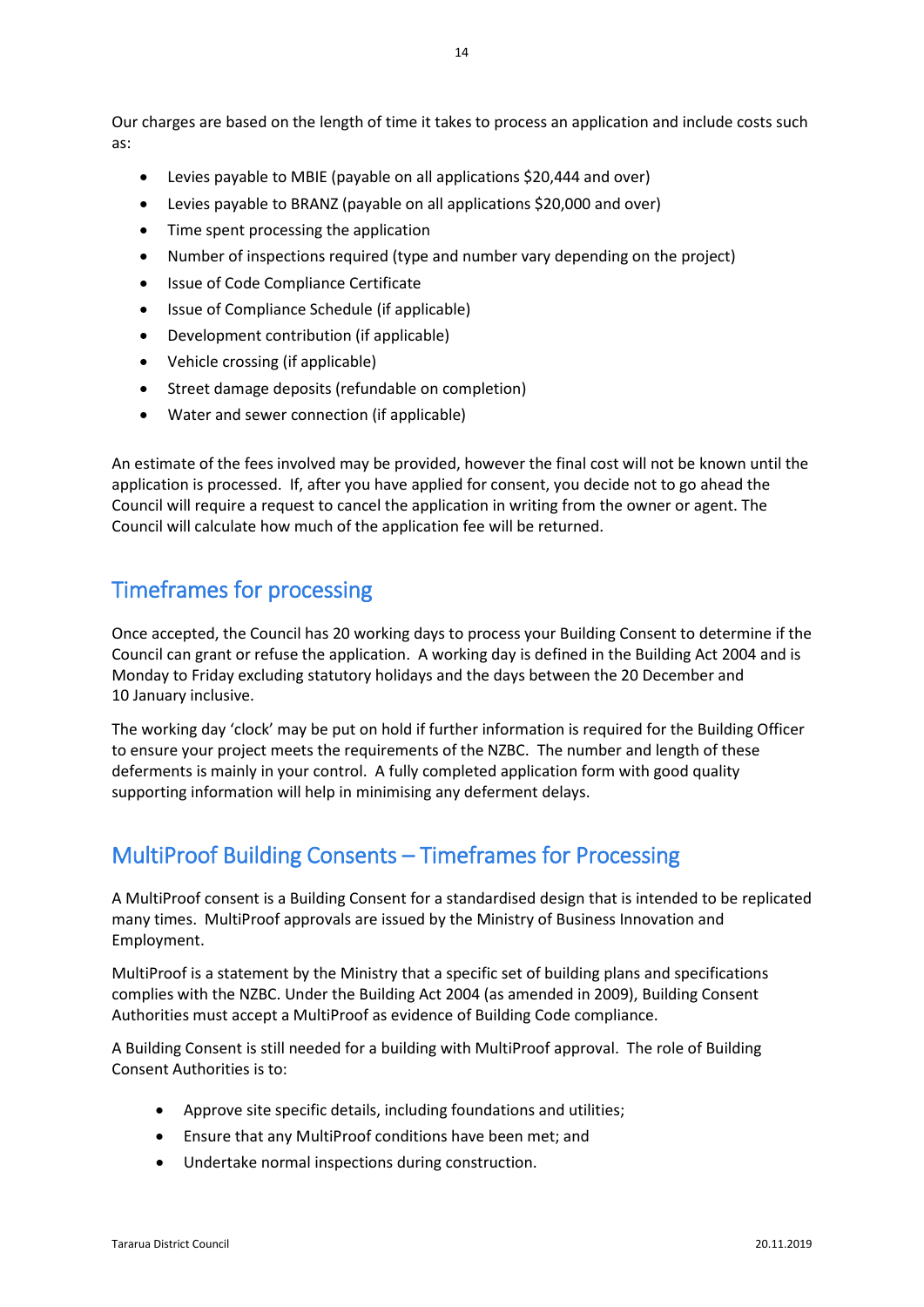Our charges are based on the length of time it takes to process an application and include costs such as:

- Levies payable to MBIE (payable on all applications $20,444 and over)
- Levies payable to BRANZ (payable on all applications $20,000 and over)
- Time spent processing the application
- Number of inspections required (type and number vary depending on the project)
- Issue of Code Compliance Certificate
- Issue of Compliance Schedule (if applicable)
- Development contribution (if applicable)
- Vehicle crossing (if applicable)
- Street damage deposits (refundable on completion)
- Water and sewer connection (if applicable)

An estimate of the fees involved may be provided, however the final cost will not be known until the application is processed. If, after you have applied for consent, you decide not to go ahead the Council will require a request to cancel the application in writing from the owner or agent. The Council will calculate how much of the application fee will be returned.

## Timeframes for processing

Once accepted, the Council has 20 working days to process your Building Consent to determine if the Council can grant or refuse the application. A working day is defined in the Building Act 2004 and is Monday to Friday excluding statutory holidays and the days between the 20 December and 10 January inclusive.

The working day 'clock' may be put on hold if further information is required for the Building Officer to ensure your project meets the requirements of the NZBC. The number and length of these deferments is mainly in your control. A fully completed application form with good quality supporting information will help in minimising any deferment delays.

## MultiProof Building Consents – Timeframes for Processing

A MultiProof consent is a Building Consent for a standardised design that is intended to be replicated many times. MultiProof approvals are issued by the Ministry of Business Innovation and Employment.

MultiProof is a statement by the Ministry that a specific set of building plans and specifications complies with the NZBC. Under the Building Act 2004 (as amended in 2009), Building Consent Authorities must accept a MultiProof as evidence of Building Code compliance.

A Building Consent is still needed for a building with MultiProof approval. The role of Building Consent Authorities is to:

- Approve site specific details, including foundations and utilities;
- Ensure that any MultiProof conditions have been met; and
- Undertake normal inspections during construction.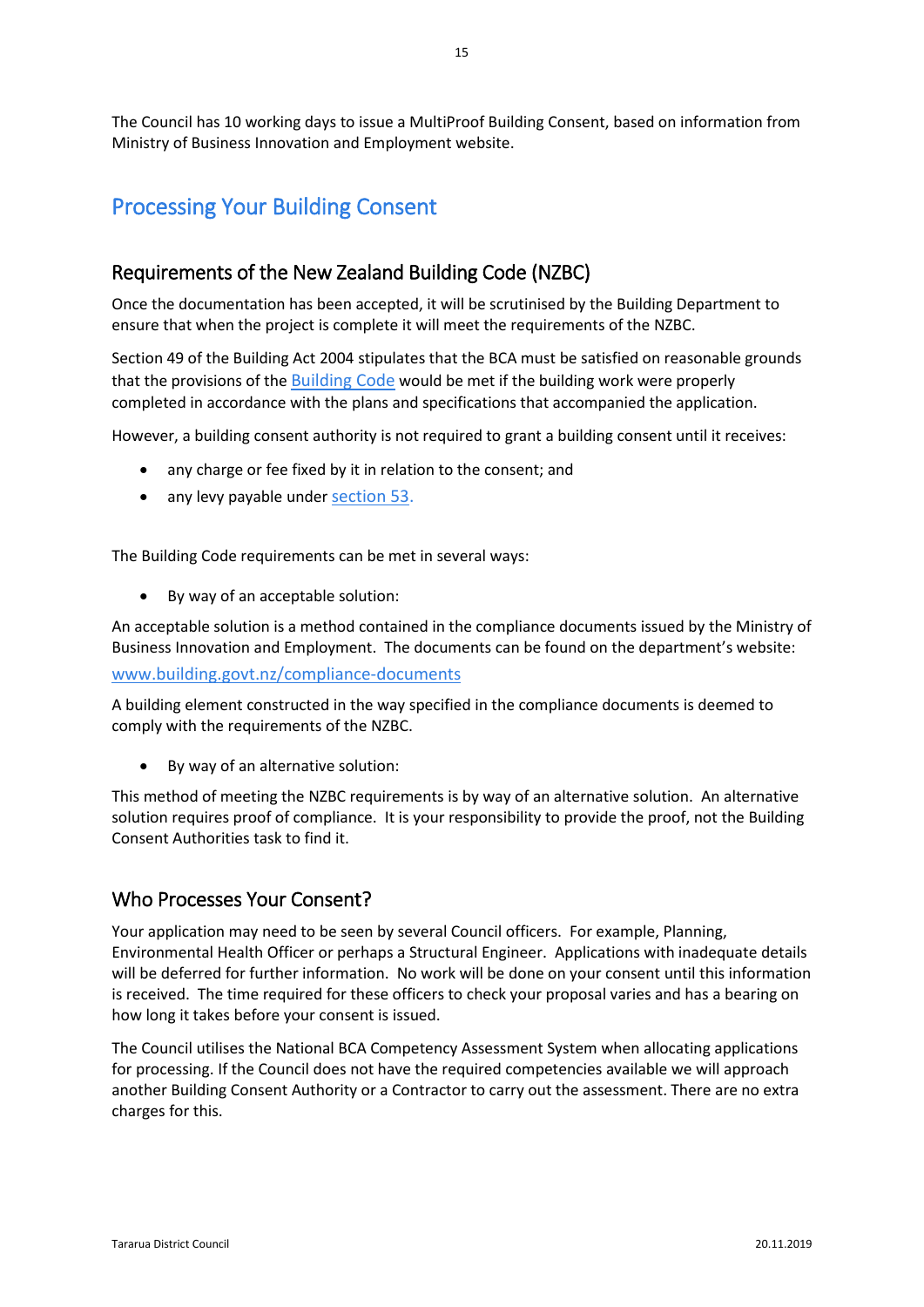The Council has 10 working days to issue a MultiProof Building Consent, based on information from Ministry of Business Innovation and Employment website.

# Processing Your Building Consent

## Requirements of the New Zealand Building Code (NZBC)

Once the documentation has been accepted, it will be scrutinised by the Building Department to ensure that when the project is complete it will meet the requirements of the NZBC.

Section 49 of the Building Act 2004 stipulates that the BCA must be satisfied on reasonable grounds that the provisions of the Building Code would be met if the building work were properly completed in accordance with the plans and specifications that accompanied the application.

However, a building consent authority is not required to grant a building consent until it receives:

- any charge or fee fixed by it in relation to the consent; and
- any levy payable under section 53.

The Building Code requirements can be met in several ways:

- By way of an acceptable solution:

An acceptable solution is a method contained in the compliance documents issued by the Ministry of Business Innovation and Employment. The documents can be found on the department's website: www.building.govt.nz/compliance-documents

A building element constructed in the way specified in the compliance documents is deemed to comply with the requirements of the NZBC.

- By way of an alternative solution:

This method of meeting the NZBC requirements is by way of an alternative solution. An alternative solution requires proof of compliance. It is your responsibility to provide the proof, not the Building Consent Authorities task to find it.

## Who Processes Your Consent?

Your application may need to be seen by several Council officers. For example, Planning, Environmental Health Officer or perhaps a Structural Engineer. Applications with inadequate details will be deferred for further information. No work will be done on your consent until this information is received. The time required for these officers to check your proposal varies and has a bearing on how long it takes before your consent is issued.

The Council utilises the National BCA Competency Assessment System when allocating applications for processing. If the Council does not have the required competencies available we will approach another Building Consent Authority or a Contractor to carry out the assessment. There are no extra charges for this.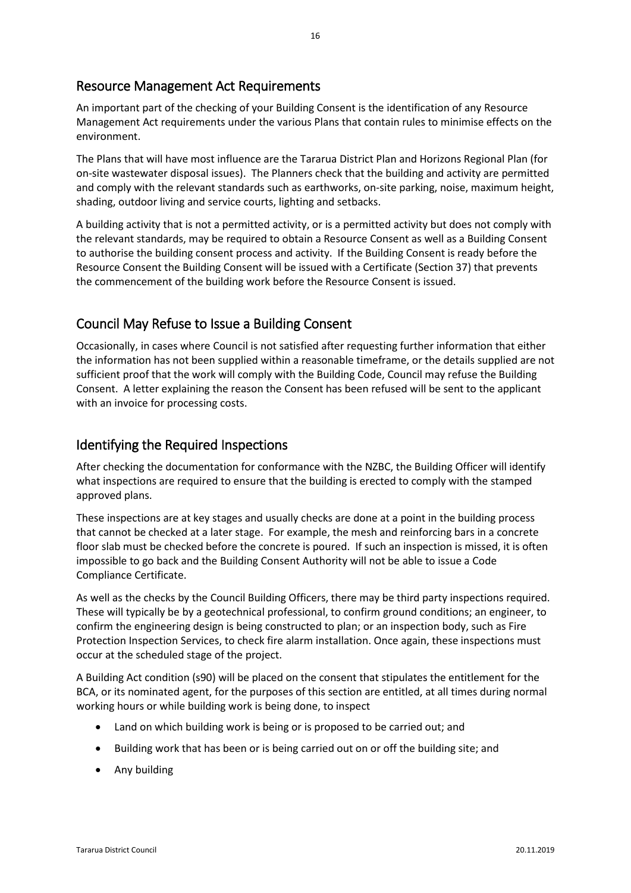## Resource Management Act Requirements

An important part of the checking of your Building Consent is the identification of any Resource Management Act requirements under the various Plans that contain rules to minimise effects on the environment.

The Plans that will have most influence are the Tararua District Plan and Horizons Regional Plan (for on-site wastewater disposal issues). The Planners check that the building and activity are permitted and comply with the relevant standards such as earthworks, on-site parking, noise, maximum height, shading, outdoor living and service courts, lighting and setbacks.

A building activity that is not a permitted activity, or is a permitted activity but does not comply with the relevant standards, may be required to obtain a Resource Consent as well as a Building Consent to authorise the building consent process and activity. If the Building Consent is ready before the Resource Consent the Building Consent will be issued with a Certificate (Section 37) that prevents the commencement of the building work before the Resource Consent is issued.

## Council May Refuse to Issue a Building Consent

Occasionally, in cases where Council is not satisfied after requesting further information that either the information has not been supplied within a reasonable timeframe, or the details supplied are not sufficient proof that the work will comply with the Building Code, Council may refuse the Building Consent. A letter explaining the reason the Consent has been refused will be sent to the applicant with an invoice for processing costs.

## Identifying the Required Inspections

After checking the documentation for conformance with the NZBC, the Building Officer will identify what inspections are required to ensure that the building is erected to comply with the stamped approved plans.

These inspections are at key stages and usually checks are done at a point in the building process that cannot be checked at a later stage. For example, the mesh and reinforcing bars in a concrete floor slab must be checked before the concrete is poured. If such an inspection is missed, it is often impossible to go back and the Building Consent Authority will not be able to issue a Code Compliance Certificate.

As well as the checks by the Council Building Officers, there may be third party inspections required. These will typically be by a geotechnical professional, to confirm ground conditions; an engineer, to confirm the engineering design is being constructed to plan; or an inspection body, such as Fire Protection Inspection Services, to check fire alarm installation. Once again, these inspections must occur at the scheduled stage of the project.

A Building Act condition (s90) will be placed on the consent that stipulates the entitlement for the BCA, or its nominated agent, for the purposes of this section are entitled, at all times during normal working hours or while building work is being done, to inspect

- Land on which building work is being or is proposed to be carried out; and
- Building work that has been or is being carried out on or off the building site; and
- Any building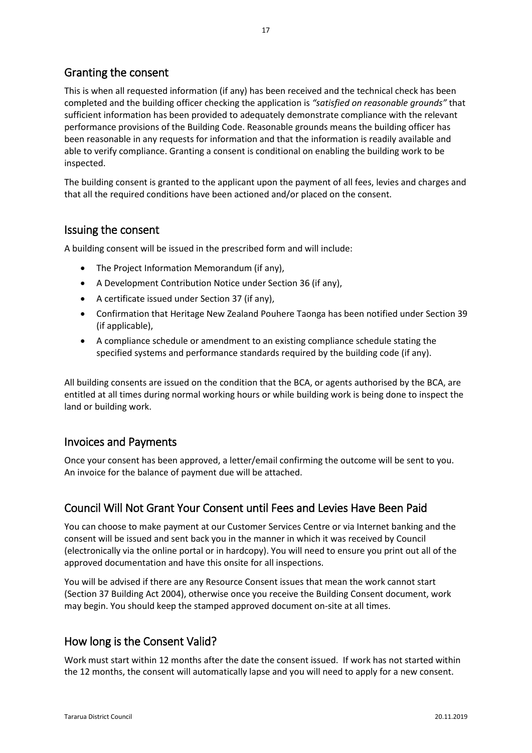## Granting the consent

This is when all requested information (if any) has been received and the technical check has been completed and the building officer checking the application is *"satisfied on reasonable grounds"* that sufficient information has been provided to adequately demonstrate compliance with the relevant performance provisions of the Building Code. Reasonable grounds means the building officer has been reasonable in any requests for information and that the information is readily available and able to verify compliance. Granting a consent is conditional on enabling the building work to be inspected.

The building consent is granted to the applicant upon the payment of all fees, levies and charges and that all the required conditions have been actioned and/or placed on the consent.

## Issuing the consent

A building consent will be issued in the prescribed form and will include:

- The Project Information Memorandum (if any),
- A Development Contribution Notice under Section 36 (if any),
- A certificate issued under Section 37 (if any),
- Confirmation that Heritage New Zealand Pouhere Taonga has been notified under Section 39 (if applicable),
- A compliance schedule or amendment to an existing compliance schedule stating the specified systems and performance standards required by the building code (if any).

All building consents are issued on the condition that the BCA, or agents authorised by the BCA, are entitled at all times during normal working hours or while building work is being done to inspect the land or building work.

## Invoices and Payments

Once your consent has been approved, a letter/email confirming the outcome will be sent to you. An invoice for the balance of payment due will be attached.

## Council Will Not Grant Your Consent until Fees and Levies Have Been Paid

You can choose to make payment at our Customer Services Centre or via Internet banking and the consent will be issued and sent back you in the manner in which it was received by Council (electronically via the online portal or in hardcopy). You will need to ensure you print out all of the approved documentation and have this onsite for all inspections.

You will be advised if there are any Resource Consent issues that mean the work cannot start (Section 37 Building Act 2004), otherwise once you receive the Building Consent document, work may begin. You should keep the stamped approved document on-site at all times.

## How long is the Consent Valid?

Work must start within 12 months after the date the consent issued. If work has not started within the 12 months, the consent will automatically lapse and you will need to apply for a new consent.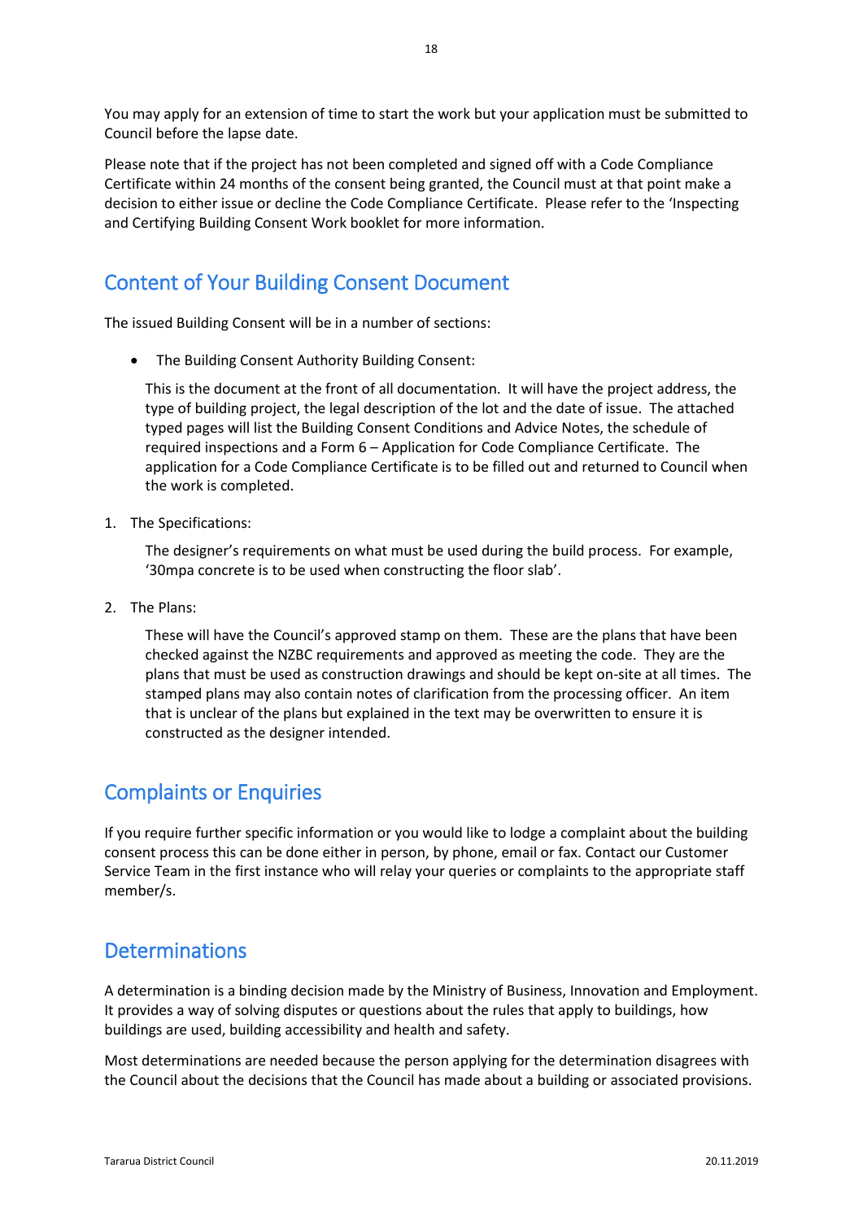You may apply for an extension of time to start the work but your application must be submitted to Council before the lapse date.

Please note that if the project has not been completed and signed off with a Code Compliance Certificate within 24 months of the consent being granted, the Council must at that point make a decision to either issue or decline the Code Compliance Certificate. Please refer to the 'Inspecting and Certifying Building Consent Work booklet for more information.

## Content of Your Building Consent Document

The issued Building Consent will be in a number of sections:

- The Building Consent Authority Building Consent:

  This is the document at the front of all documentation. It will have the project address, the type of building project, the legal description of the lot and the date of issue. The attached typed pages will list the Building Consent Conditions and Advice Notes, the schedule of required inspections and a Form 6 – Application for Code Compliance Certificate. The application for a Code Compliance Certificate is to be filled out and returned to Council when the work is completed.

1. The Specifications:

   The designer's requirements on what must be used during the build process. For example, '30mpa concrete is to be used when constructing the floor slab'.

2. The Plans:

   These will have the Council's approved stamp on them. These are the plans that have been checked against the NZBC requirements and approved as meeting the code. They are the plans that must be used as construction drawings and should be kept on-site at all times. The stamped plans may also contain notes of clarification from the processing officer. An item that is unclear of the plans but explained in the text may be overwritten to ensure it is constructed as the designer intended.

## Complaints or Enquiries

If you require further specific information or you would like to lodge a complaint about the building consent process this can be done either in person, by phone, email or fax. Contact our Customer Service Team in the first instance who will relay your queries or complaints to the appropriate staff member/s.

## Determinations

A determination is a binding decision made by the Ministry of Business, Innovation and Employment. It provides a way of solving disputes or questions about the rules that apply to buildings, how buildings are used, building accessibility and health and safety.

Most determinations are needed because the person applying for the determination disagrees with the Council about the decisions that the Council has made about a building or associated provisions.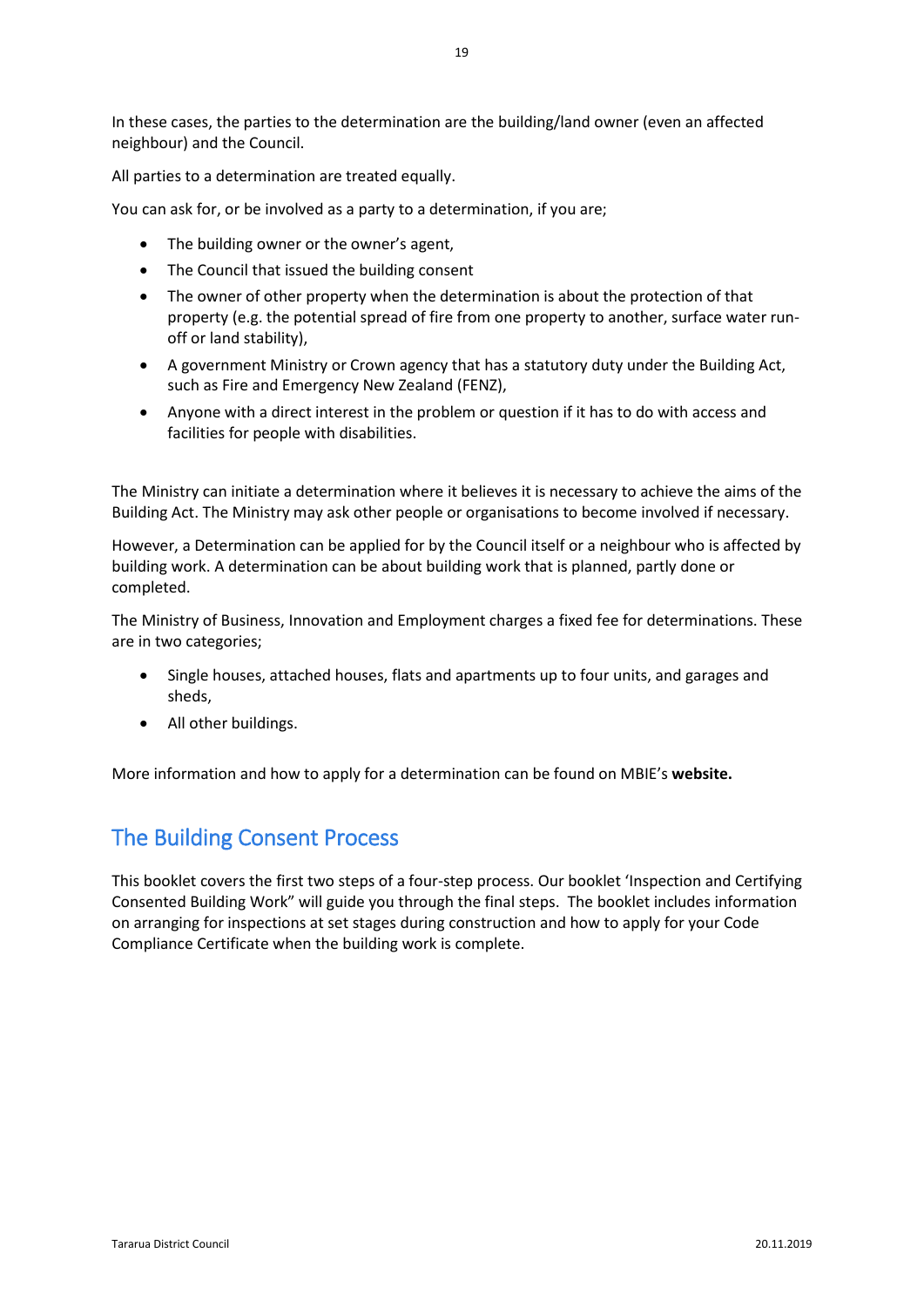In these cases, the parties to the determination are the building/land owner (even an affected neighbour) and the Council.

All parties to a determination are treated equally.

You can ask for, or be involved as a party to a determination, if you are;

- The building owner or the owner's agent,
- The Council that issued the building consent
- The owner of other property when the determination is about the protection of that property (e.g. the potential spread of fire from one property to another, surface water run-off or land stability),
- A government Ministry or Crown agency that has a statutory duty under the Building Act, such as Fire and Emergency New Zealand (FENZ),
- Anyone with a direct interest in the problem or question if it has to do with access and facilities for people with disabilities.

The Ministry can initiate a determination where it believes it is necessary to achieve the aims of the Building Act. The Ministry may ask other people or organisations to become involved if necessary.

However, a Determination can be applied for by the Council itself or a neighbour who is affected by building work. A determination can be about building work that is planned, partly done or completed.

The Ministry of Business, Innovation and Employment charges a fixed fee for determinations. These are in two categories;

- Single houses, attached houses, flats and apartments up to four units, and garages and sheds,
- All other buildings.

More information and how to apply for a determination can be found on MBIE's **website.**

## The Building Consent Process

This booklet covers the first two steps of a four-step process. Our booklet 'Inspection and Certifying Consented Building Work" will guide you through the final steps. The booklet includes information on arranging for inspections at set stages during construction and how to apply for your Code Compliance Certificate when the building work is complete.